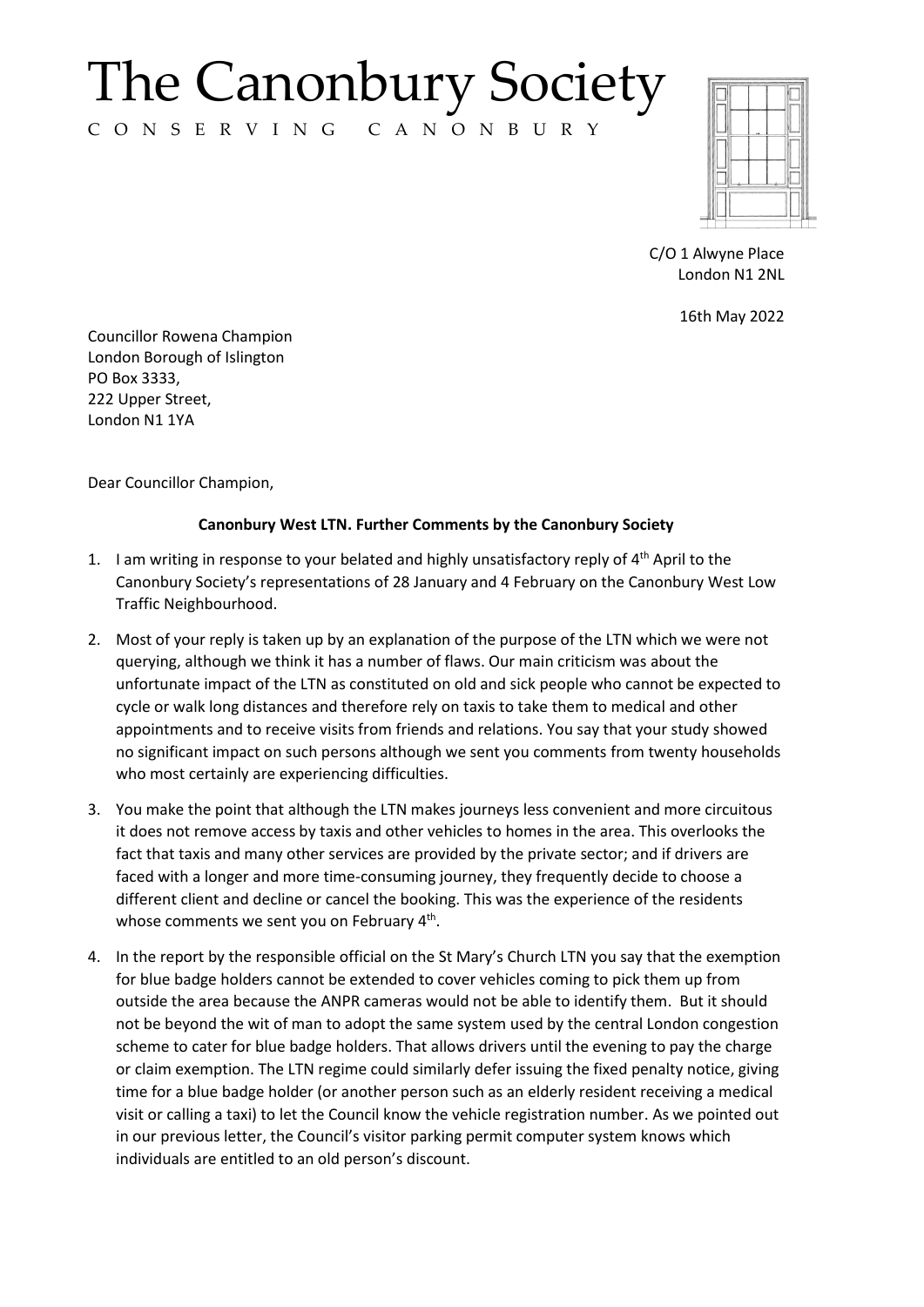# The Canonbury Society

C O N S E R V I N G   C A N O N B U R Y

C/O 1 Alwyne Place
London N1 2NL

16th May 2022

Councillor Rowena Champion
London Borough of Islington
PO Box 3333,
222 Upper Street,
London N1 1YA

Dear Councillor Champion,

**Canonbury West LTN. Further Comments by the Canonbury Society**

1. I am writing in response to your belated and highly unsatisfactory reply of 4th April to the Canonbury Society's representations of 28 January and 4 February on the Canonbury West Low Traffic Neighbourhood.

2. Most of your reply is taken up by an explanation of the purpose of the LTN which we were not querying, although we think it has a number of flaws. Our main criticism was about the unfortunate impact of the LTN as constituted on old and sick people who cannot be expected to cycle or walk long distances and therefore rely on taxis to take them to medical and other appointments and to receive visits from friends and relations. You say that your study showed no significant impact on such persons although we sent you comments from twenty households who most certainly are experiencing difficulties.

3. You make the point that although the LTN makes journeys less convenient and more circuitous it does not remove access by taxis and other vehicles to homes in the area. This overlooks the fact that taxis and many other services are provided by the private sector; and if drivers are faced with a longer and more time-consuming journey, they frequently decide to choose a different client and decline or cancel the booking. This was the experience of the residents whose comments we sent you on February 4th.

4. In the report by the responsible official on the St Mary's Church LTN you say that the exemption for blue badge holders cannot be extended to cover vehicles coming to pick them up from outside the area because the ANPR cameras would not be able to identify them. But it should not be beyond the wit of man to adopt the same system used by the central London congestion scheme to cater for blue badge holders. That allows drivers until the evening to pay the charge or claim exemption. The LTN regime could similarly defer issuing the fixed penalty notice, giving time for a blue badge holder (or another person such as an elderly resident receiving a medical visit or calling a taxi) to let the Council know the vehicle registration number. As we pointed out in our previous letter, the Council's visitor parking permit computer system knows which individuals are entitled to an old person's discount.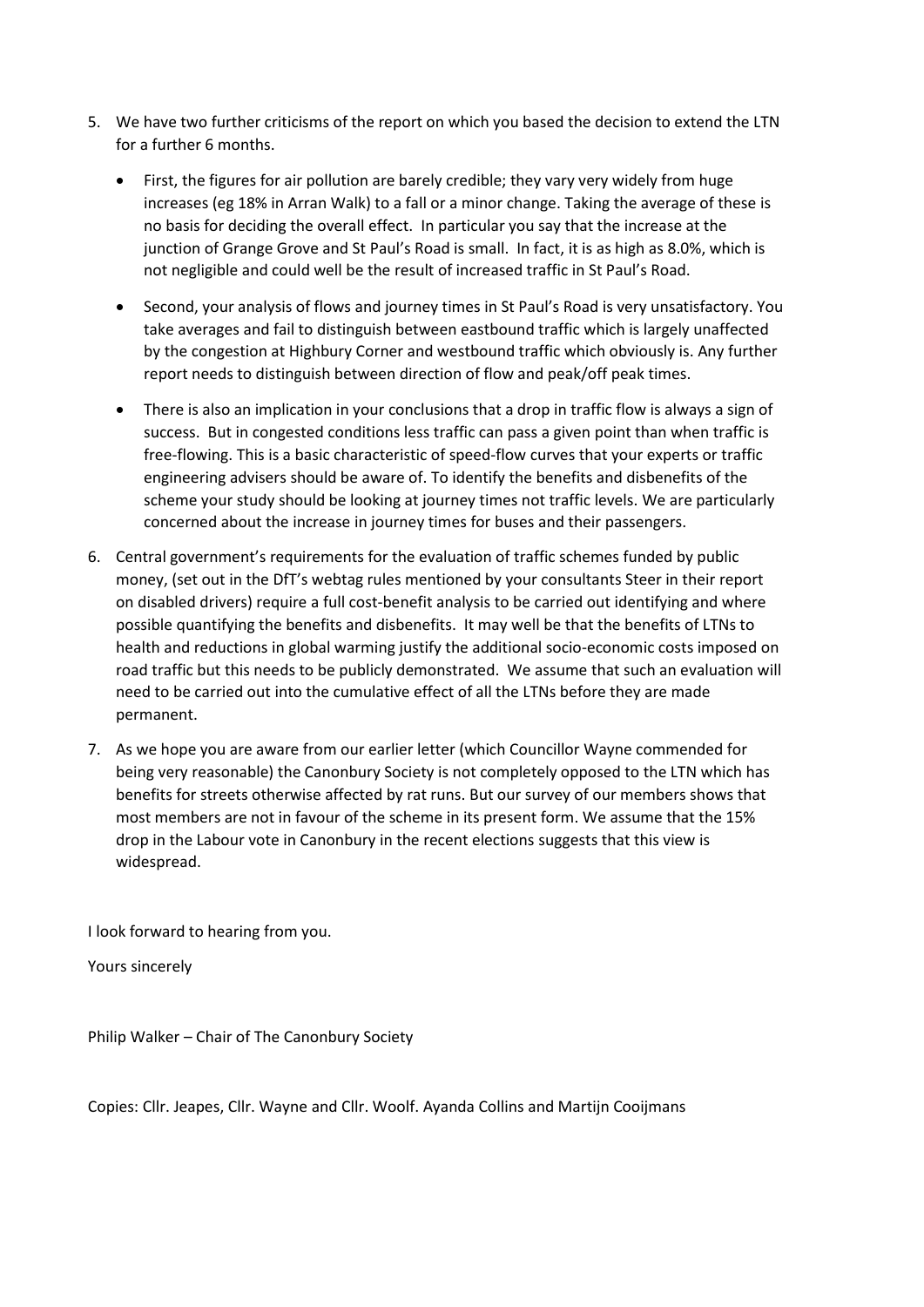5. We have two further criticisms of the report on which you based the decision to extend the LTN for a further 6 months.
   - First, the figures for air pollution are barely credible; they vary very widely from huge increases (eg 18% in Arran Walk) to a fall or a minor change. Taking the average of these is no basis for deciding the overall effect. In particular you say that the increase at the junction of Grange Grove and St Paul's Road is small. In fact, it is as high as 8.0%, which is not negligible and could well be the result of increased traffic in St Paul's Road.
   - Second, your analysis of flows and journey times in St Paul's Road is very unsatisfactory. You take averages and fail to distinguish between eastbound traffic which is largely unaffected by the congestion at Highbury Corner and westbound traffic which obviously is. Any further report needs to distinguish between direction of flow and peak/off peak times.
   - There is also an implication in your conclusions that a drop in traffic flow is always a sign of success. But in congested conditions less traffic can pass a given point than when traffic is free-flowing. This is a basic characteristic of speed-flow curves that your experts or traffic engineering advisers should be aware of. To identify the benefits and disbenefits of the scheme your study should be looking at journey times not traffic levels. We are particularly concerned about the increase in journey times for buses and their passengers.
6. Central government's requirements for the evaluation of traffic schemes funded by public money, (set out in the DfT's webtag rules mentioned by your consultants Steer in their report on disabled drivers) require a full cost-benefit analysis to be carried out identifying and where possible quantifying the benefits and disbenefits. It may well be that the benefits of LTNs to health and reductions in global warming justify the additional socio-economic costs imposed on road traffic but this needs to be publicly demonstrated. We assume that such an evaluation will need to be carried out into the cumulative effect of all the LTNs before they are made permanent.
7. As we hope you are aware from our earlier letter (which Councillor Wayne commended for being very reasonable) the Canonbury Society is not completely opposed to the LTN which has benefits for streets otherwise affected by rat runs. But our survey of our members shows that most members are not in favour of the scheme in its present form. We assume that the 15% drop in the Labour vote in Canonbury in the recent elections suggests that this view is widespread.

I look forward to hearing from you.

Yours sincerely

Philip Walker – Chair of The Canonbury Society

Copies: Cllr. Jeapes, Cllr. Wayne and Cllr. Woolf. Ayanda Collins and Martijn Cooijmans